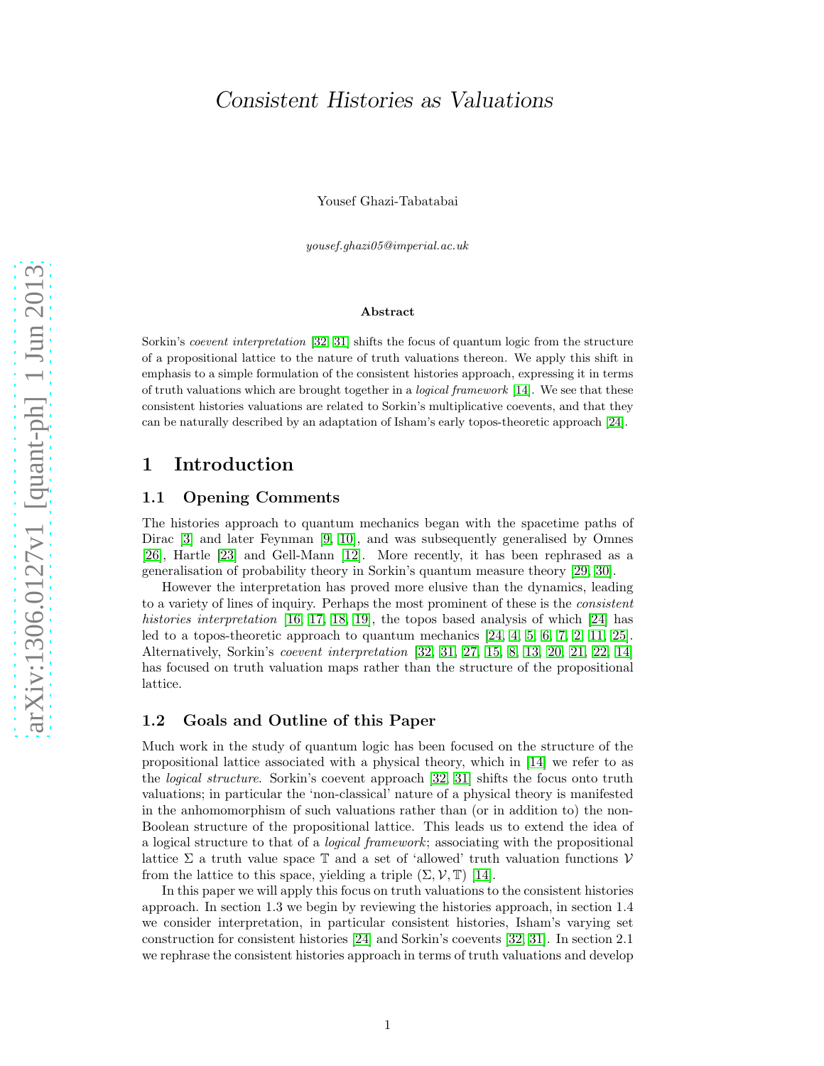# *Consistent Histories as Valuations*

Yousef Ghazi-Tabatabai

*yousef.ghazi05@imperial.ac.uk*

### Abstract

Sorkin's *coevent interpretation* [32, 31] shifts the focus of quantum logic from the structure of a propositional lattice to the nature of truth valuations thereon. We apply this shift in emphasis to a simple formulation of the consistent histories approach, expressing it in terms of truth valuations which are brought together in a *logical framework* [14]. We see that these consistent histories valuations are related to Sorkin's multiplicative coevents, and that they can be naturally described by an adaptation of Isham's early topos-theoretic approach [24].

## 1 Introduction

### 1.1 Opening Comments

The histories approach to quantum mechanics began with the spacetime paths of Dirac [3] and later Feynman [9, 10], and was subsequently generalised by Omnes [26], Hartle [23] and Gell-Mann [12]. More recently, it has been rephrased as a generalisation of probability theory in Sorkin's quantum measure theory [29, 30].

However the interpretation has proved more elusive than the dynamics, leading to a variety of lines of inquiry. Perhaps the most prominent of these is the *consistent histories interpretation* [16, 17, 18, 19], the topos based analysis of which [24] has led to a topos-theoretic approach to quantum mechanics [24, 4, 5, 6, 7, 2, 11, 25]. Alternatively, Sorkin's *coevent interpretation* [32, 31, 27, 15, 8, 13, 20, 21, 22, 14] has focused on truth valuation maps rather than the structure of the propositional lattice.

### 1.2 Goals and Outline of this Paper

Much work in the study of quantum logic has been focused on the structure of the propositional lattice associated with a physical theory, which in [14] we refer to as the *logical structure*. Sorkin's coevent approach [32, 31] shifts the focus onto truth valuations; in particular the 'non-classical' nature of a physical theory is manifested in the anhomomorphism of such valuations rather than (or in addition to) the non-Boolean structure of the propositional lattice. This leads us to extend the idea of a logical structure to that of a *logical framework*; associating with the propositional lattice $\Sigma$ a truth value space $\mathbb{T}$ and a set of 'allowed' truth valuation functions $\mathcal{V}$ from the lattice to this space, yielding a triple $(\Sigma, \mathcal{V}, \mathbb{T})$ [14].

In this paper we will apply this focus on truth valuations to the consistent histories approach. In section 1.3 we begin by reviewing the histories approach, in section 1.4 we consider interpretation, in particular consistent histories, Isham's varying set construction for consistent histories [24] and Sorkin's coevents [32, 31]. In section 2.1 we rephrase the consistent histories approach in terms of truth valuations and develop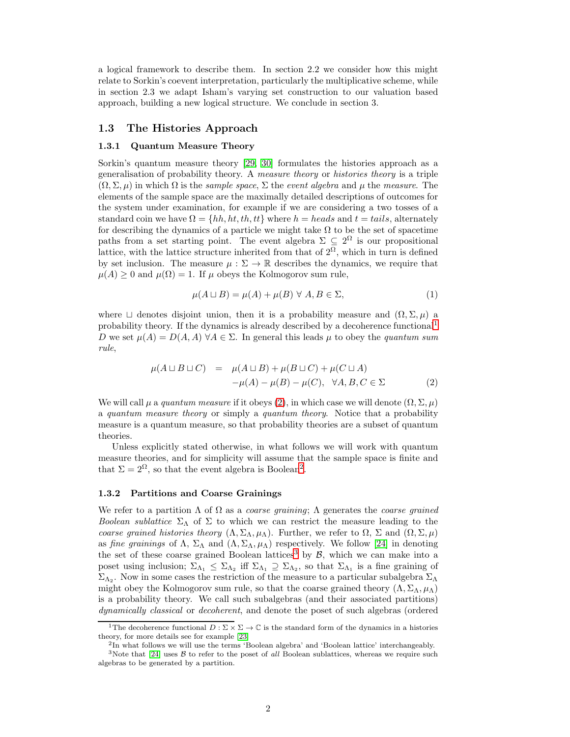a logical framework to describe them. In section 2.2 we consider how this might relate to Sorkin's coevent interpretation, particularly the multiplicative scheme, while in section 2.3 we adapt Isham's varying set construction to our valuation based approach, building a new logical structure. We conclude in section 3.

## 1.3 The Histories Approach

### 1.3.1 Quantum Measure Theory

Sorkin's quantum measure theory [29, 30] formulates the histories approach as a generalisation of probability theory. A *measure theory* or *histories theory* is a triple $(\Omega, \Sigma, \mu)$ in which $\Omega$ is the *sample space*, $\Sigma$ the *event algebra* and $\mu$ the *measure*. The elements of the sample space are the maximally detailed descriptions of outcomes for the system under examination, for example if we are considering a two tosses of a standard coin we have $\Omega = \{hh, ht, th, tt\}$ where $h = heads$ and $t = tails$, alternately for describing the dynamics of a particle we might take $\Omega$ to be the set of spacetime paths from a set starting point. The event algebra $\Sigma \subseteq 2^{\Omega}$ is our propositional lattice, with the lattice structure inherited from that of $2^{\Omega}$, which in turn is defined by set inclusion. The measure $\mu : \Sigma \to \mathbb{R}$ describes the dynamics, we require that $\mu(A) \geq 0$ and $\mu(\Omega) = 1$. If $\mu$ obeys the Kolmogorov sum rule,

$$\mu(A \sqcup B) = \mu(A) + \mu(B) \ \forall \ A, B \in \Sigma, \tag{1}$$

where $\sqcup$ denotes disjoint union, then it is a probability measure and $(\Omega, \Sigma, \mu)$ a probability theory. If the dynamics is already described by a decoherence functional[1] $D$ we set $\mu(A) = D(A, A) \ \forall A \in \Sigma$. In general this leads $\mu$ to obey the *quantum sum rule*,

$$\begin{aligned} \mu(A \sqcup B \sqcup C) &= \mu(A \sqcup B) + \mu(B \sqcup C) + \mu(C \sqcup A) \\ &\quad -\mu(A) - \mu(B) - \mu(C), \quad \forall A, B, C \in \Sigma \end{aligned} \tag{2}$$

We will call $\mu$ a *quantum measure* if it obeys (2), in which case we will denote $(\Omega, \Sigma, \mu)$ a *quantum measure theory* or simply a *quantum theory*. Notice that a probability measure is a quantum measure, so that probability theories are a subset of quantum theories.

Unless explicitly stated otherwise, in what follows we will work with quantum measure theories, and for simplicity will assume that the sample space is finite and that $\Sigma = 2^{\Omega}$, so that the event algebra is Boolean[2].

### 1.3.2 Partitions and Coarse Grainings

We refer to a partition $\Lambda$ of $\Omega$ as a *coarse graining*; $\Lambda$ generates the *coarse grained Boolean sublattice* $\Sigma_{\Lambda}$ of $\Sigma$ to which we can restrict the measure leading to the *coarse grained histories theory* $(\Lambda, \Sigma_{\Lambda}, \mu_{\Lambda})$. Further, we refer to $\Omega$, $\Sigma$ and $(\Omega, \Sigma, \mu)$ as *fine grainings* of $\Lambda$, $\Sigma_{\Lambda}$ and $(\Lambda, \Sigma_{\Lambda}, \mu_{\Lambda})$ respectively. We follow [24] in denoting the set of these coarse grained Boolean lattices[3] by $\mathcal{B}$, which we can make into a poset using inclusion; $\Sigma_{\Lambda_1} \leq \Sigma_{\Lambda_2}$ iff $\Sigma_{\Lambda_1} \supseteq \Sigma_{\Lambda_2}$, so that $\Sigma_{\Lambda_1}$ is a fine graining of $\Sigma_{\Lambda_2}$. Now in some cases the restriction of the measure to a particular subalgebra $\Sigma_{\Lambda}$ might obey the Kolmogorov sum rule, so that the coarse grained theory $(\Lambda, \Sigma_{\Lambda}, \mu_{\Lambda})$ is a probability theory. We call such subalgebras (and their associated partitions) *dynamically classical* or *decoherent*, and denote the poset of such algebras (ordered

---

[1] The decoherence functional $D : \Sigma \times \Sigma \to \mathbb{C}$ is the standard form of the dynamics in a histories theory, for more details see for example [23]

[2] In what follows we will use the terms 'Boolean algebra' and 'Boolean lattice' interchangeably.

[3] Note that [24] uses $\mathcal{B}$ to refer to the poset of *all* Boolean sublattices, whereas we require such algebras to be generated by a partition.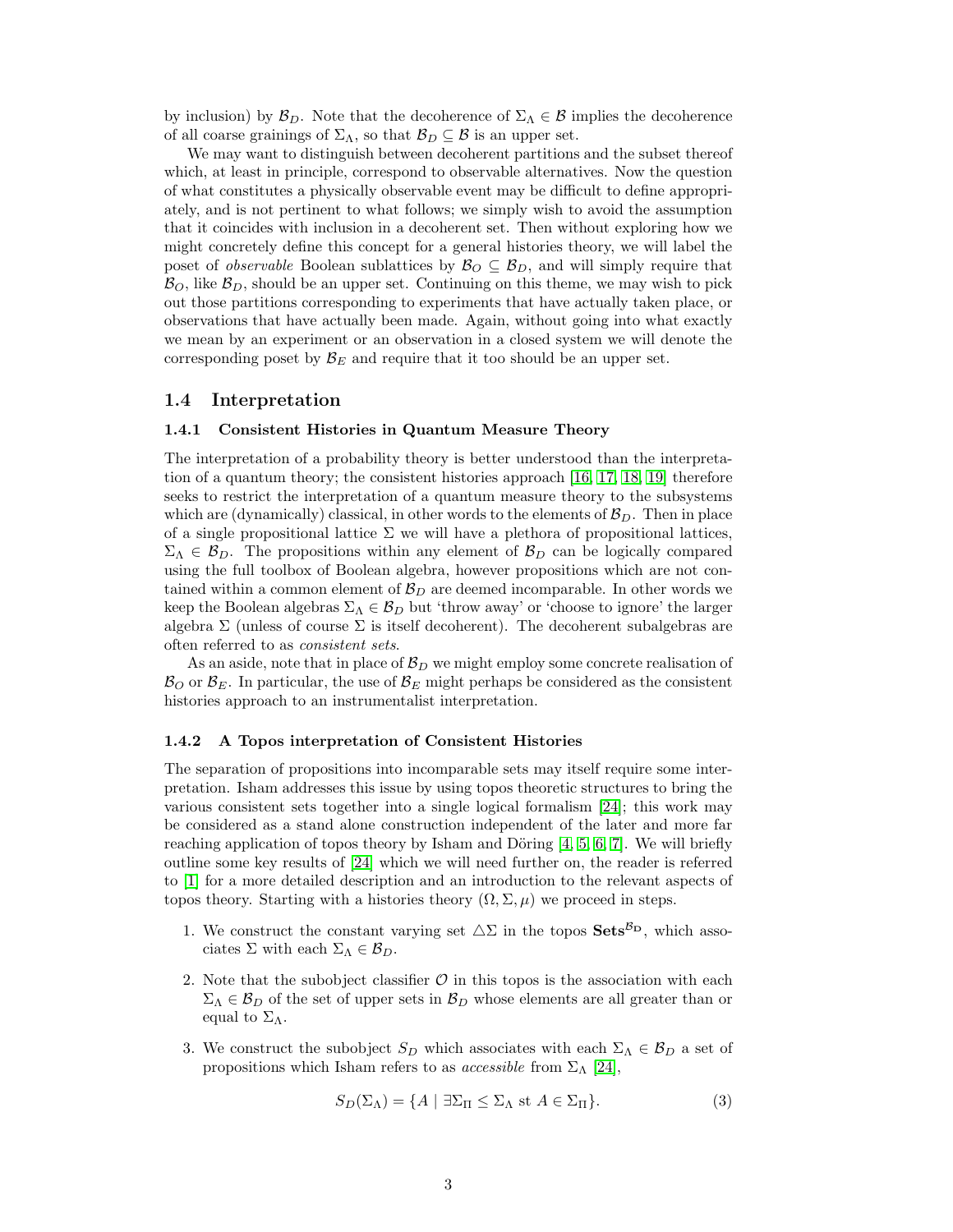by inclusion) by $\mathcal{B}_D$. Note that the decoherence of $\Sigma_\Lambda \in \mathcal{B}$ implies the decoherence of all coarse grainings of $\Sigma_\Lambda$, so that $\mathcal{B}_D \subseteq \mathcal{B}$ is an upper set.

We may want to distinguish between decoherent partitions and the subset thereof which, at least in principle, correspond to observable alternatives. Now the question of what constitutes a physically observable event may be difficult to define appropriately, and is not pertinent to what follows; we simply wish to avoid the assumption that it coincides with inclusion in a decoherent set. Then without exploring how we might concretely define this concept for a general histories theory, we will label the poset of *observable* Boolean sublattices by $\mathcal{B}_O \subseteq \mathcal{B}_D$, and will simply require that $\mathcal{B}_O$, like $\mathcal{B}_D$, should be an upper set. Continuing on this theme, we may wish to pick out those partitions corresponding to experiments that have actually taken place, or observations that have actually been made. Again, without going into what exactly we mean by an experiment or an observation in a closed system we will denote the corresponding poset by $\mathcal{B}_E$ and require that it too should be an upper set.

## 1.4 Interpretation

### 1.4.1 Consistent Histories in Quantum Measure Theory

The interpretation of a probability theory is better understood than the interpretation of a quantum theory; the consistent histories approach [16, 17, 18, 19] therefore seeks to restrict the interpretation of a quantum measure theory to the subsystems which are (dynamically) classical, in other words to the elements of $\mathcal{B}_D$. Then in place of a single propositional lattice $\Sigma$ we will have a plethora of propositional lattices, $\Sigma_\Lambda \in \mathcal{B}_D$. The propositions within any element of $\mathcal{B}_D$ can be logically compared using the full toolbox of Boolean algebra, however propositions which are not contained within a common element of $\mathcal{B}_D$ are deemed incomparable. In other words we keep the Boolean algebras $\Sigma_\Lambda \in \mathcal{B}_D$ but 'throw away' or 'choose to ignore' the larger algebra $\Sigma$ (unless of course $\Sigma$ is itself decoherent). The decoherent subalgebras are often referred to as *consistent sets*.

As an aside, note that in place of $\mathcal{B}_D$ we might employ some concrete realisation of $\mathcal{B}_O$ or $\mathcal{B}_E$. In particular, the use of $\mathcal{B}_E$ might perhaps be considered as the consistent histories approach to an instrumentalist interpretation.

### 1.4.2 A Topos interpretation of Consistent Histories

The separation of propositions into incomparable sets may itself require some interpretation. Isham addresses this issue by using topos theoretic structures to bring the various consistent sets together into a single logical formalism [24]; this work may be considered as a stand alone construction independent of the later and more far reaching application of topos theory by Isham and Döring [4, 5, 6, 7]. We will briefly outline some key results of [24] which we will need further on, the reader is referred to [1] for a more detailed description and an introduction to the relevant aspects of topos theory. Starting with a histories theory $(\Omega, \Sigma, \mu)$ we proceed in steps.

1. We construct the constant varying set $\triangle\Sigma$ in the topos $\mathbf{Sets}^{\mathcal{B}_D}$, which associates $\Sigma$ with each $\Sigma_\Lambda \in \mathcal{B}_D$.
2. Note that the subobject classifier $\mathcal{O}$ in this topos is the association with each $\Sigma_\Lambda \in \mathcal{B}_D$ of the set of upper sets in $\mathcal{B}_D$ whose elements are all greater than or equal to $\Sigma_\Lambda$.
3. We construct the subobject $S_D$ which associates with each $\Sigma_\Lambda \in \mathcal{B}_D$ a set of propositions which Isham refers to as *accessible* from $\Sigma_\Lambda$ [24],

$$S_D(\Sigma_\Lambda) = \{A \mid \exists \Sigma_\Pi \leq \Sigma_\Lambda \text{ st } A \in \Sigma_\Pi\}. \tag{3}$$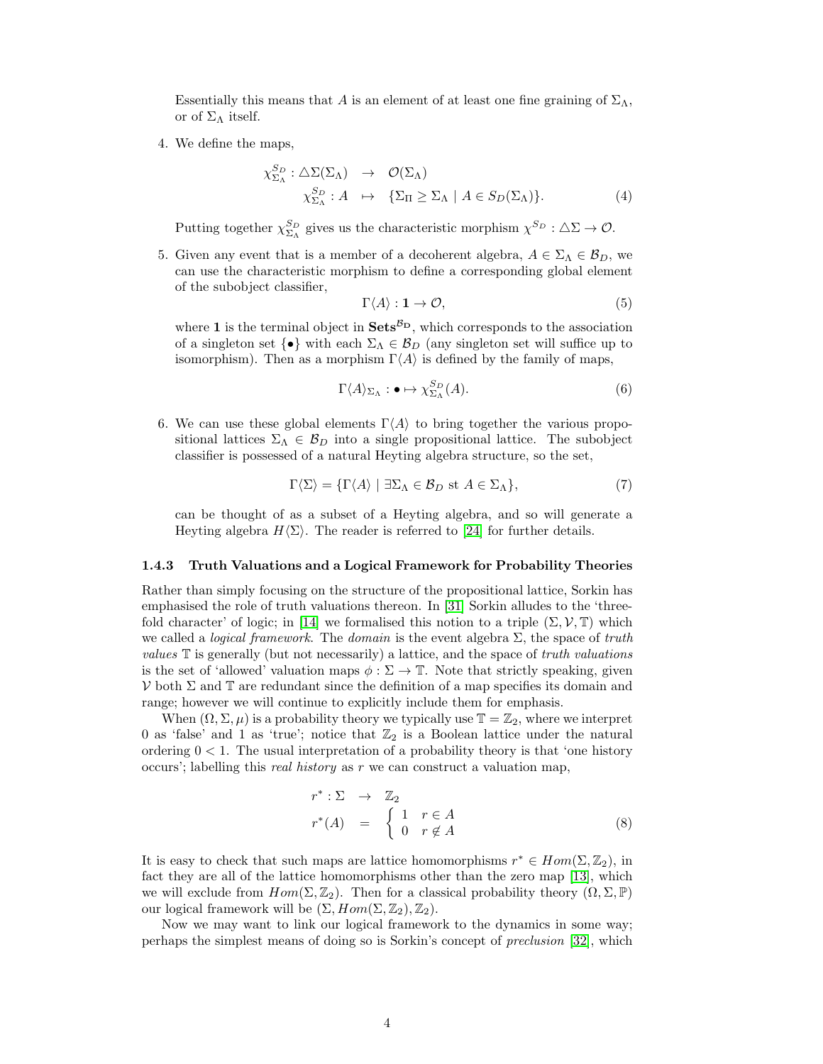Essentially this means that $A$ is an element of at least one fine graining of $\Sigma_\Lambda$, or of $\Sigma_\Lambda$ itself.

4. We define the maps,

$$
\begin{aligned}
\chi^{S_D}_{\Sigma_\Lambda} : \triangle\Sigma(\Sigma_\Lambda) &\rightarrow \mathcal{O}(\Sigma_\Lambda) \\
\chi^{S_D}_{\Sigma_\Lambda} : A &\mapsto \{\Sigma_\Pi \geq \Sigma_\Lambda \mid A \in S_D(\Sigma_\Lambda)\}.
\end{aligned} \tag{4}
$$

   Putting together $\chi^{S_D}_{\Sigma_\Lambda}$ gives us the characteristic morphism $\chi^{S_D} : \triangle\Sigma \rightarrow \mathcal{O}$.

5. Given any event that is a member of a decoherent algebra, $A \in \Sigma_\Lambda \in \mathcal{B}_D$, we can use the characteristic morphism to define a corresponding global element of the subobject classifier,

$$
\Gamma\langle A\rangle : \mathbf{1} \rightarrow \mathcal{O}, \tag{5}
$$

   where $\mathbf{1}$ is the terminal object in $\mathbf{Sets}^{\mathcal{B}_\mathbf{D}}$, which corresponds to the association of a singleton set $\{\bullet\}$ with each $\Sigma_\Lambda \in \mathcal{B}_D$ (any singleton set will suffice up to isomorphism). Then as a morphism $\Gamma\langle A\rangle$ is defined by the family of maps,

$$
\Gamma\langle A\rangle_{\Sigma_\Lambda} : \bullet \mapsto \chi^{S_D}_{\Sigma_\Lambda}(A). \tag{6}
$$

6. We can use these global elements $\Gamma\langle A\rangle$ to bring together the various propositional lattices $\Sigma_\Lambda \in \mathcal{B}_D$ into a single propositional lattice. The subobject classifier is possessed of a natural Heyting algebra structure, so the set,

$$
\Gamma\langle \Sigma\rangle = \{\Gamma\langle A\rangle \mid \exists \Sigma_\Lambda \in \mathcal{B}_D \text{ st } A \in \Sigma_\Lambda\}, \tag{7}
$$

   can be thought of as a subset of a Heyting algebra, and so will generate a Heyting algebra $H\langle\Sigma\rangle$. The reader is referred to [24] for further details.

### 1.4.3 Truth Valuations and a Logical Framework for Probability Theories

Rather than simply focusing on the structure of the propositional lattice, Sorkin has emphasised the role of truth valuations thereon. In [31] Sorkin alludes to the 'three-fold character' of logic; in [14] we formalised this notion to a triple $(\Sigma, \mathcal{V}, \mathbb{T})$ which we called a *logical framework*. The *domain* is the event algebra $\Sigma$, the space of *truth values* $\mathbb{T}$ is generally (but not necessarily) a lattice, and the space of *truth valuations* is the set of 'allowed' valuation maps $\phi : \Sigma \rightarrow \mathbb{T}$. Note that strictly speaking, given $\mathcal{V}$ both $\Sigma$ and $\mathbb{T}$ are redundant since the definition of a map specifies its domain and range; however we will continue to explicitly include them for emphasis.

When $(\Omega, \Sigma, \mu)$ is a probability theory we typically use $\mathbb{T} = \mathbb{Z}_2$, where we interpret 0 as 'false' and 1 as 'true'; notice that $\mathbb{Z}_2$ is a Boolean lattice under the natural ordering $0 < 1$. The usual interpretation of a probability theory is that 'one history occurs'; labelling this *real history* as $r$ we can construct a valuation map,

$$
\begin{aligned}
r^* : \Sigma &\rightarrow \mathbb{Z}_2 \\
r^*(A) &= \begin{cases} 1 & r \in A \\ 0 & r \notin A \end{cases}
\end{aligned} \tag{8}
$$

It is easy to check that such maps are lattice homomorphisms $r^* \in Hom(\Sigma, \mathbb{Z}_2)$, in fact they are all of the lattice homomorphisms other than the zero map [13], which we will exclude from $Hom(\Sigma, \mathbb{Z}_2)$. Then for a classical probability theory $(\Omega, \Sigma, \mathbb{P})$ our logical framework will be $(\Sigma, Hom(\Sigma, \mathbb{Z}_2), \mathbb{Z}_2)$.

Now we may want to link our logical framework to the dynamics in some way; perhaps the simplest means of doing so is Sorkin's concept of *preclusion* [32], which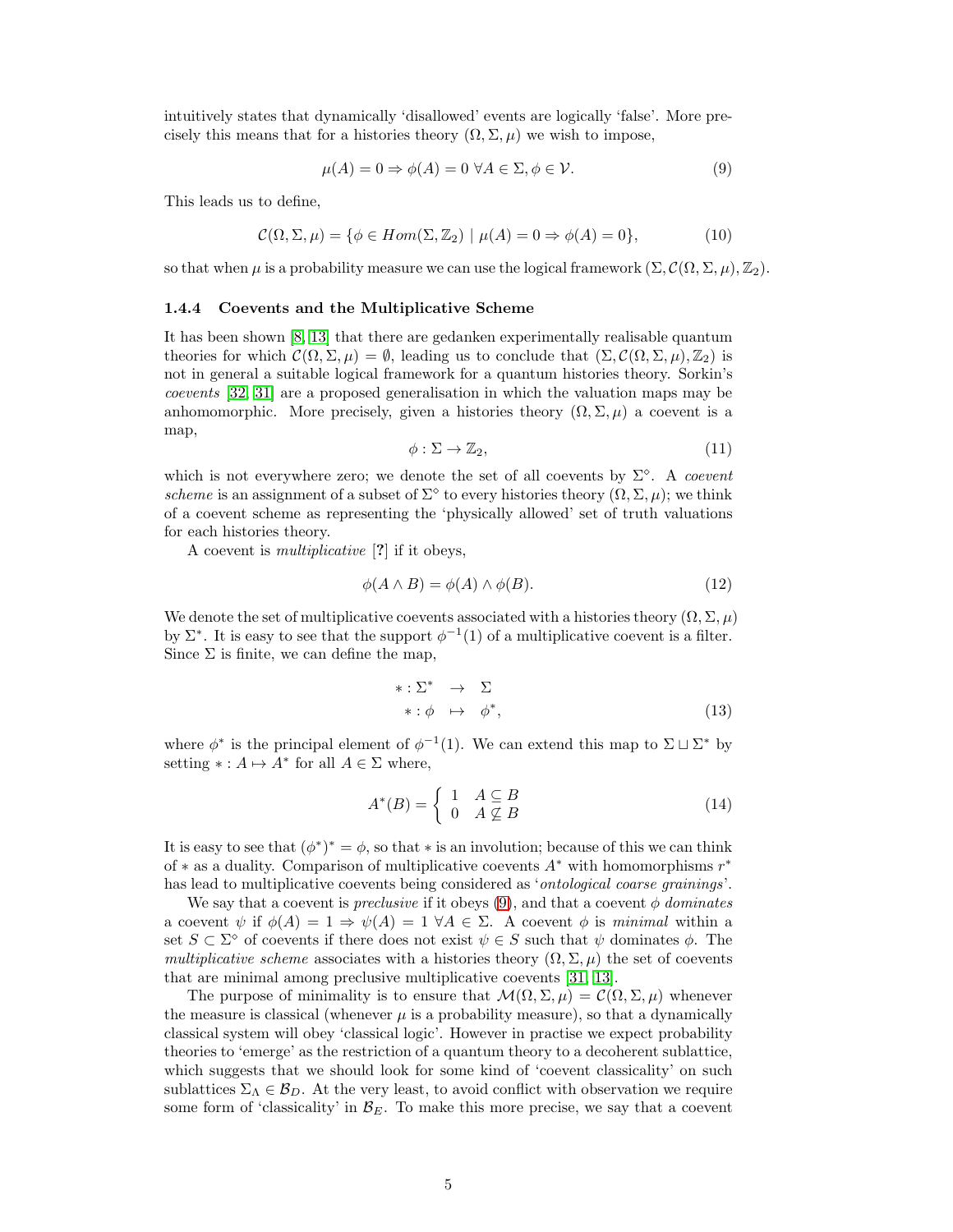intuitively states that dynamically 'disallowed' events are logically 'false'. More precisely this means that for a histories theory $(\Omega, \Sigma, \mu)$ we wish to impose,

$$\mu(A) = 0 \Rightarrow \phi(A) = 0 \;\forall A \in \Sigma, \phi \in \mathcal{V}. \tag{9}$$

This leads us to define,

$$\mathcal{C}(\Omega, \Sigma, \mu) = \{\phi \in Hom(\Sigma, \mathbb{Z}_2) \mid \mu(A) = 0 \Rightarrow \phi(A) = 0\}, \tag{10}$$

so that when $\mu$ is a probability measure we can use the logical framework $(\Sigma, \mathcal{C}(\Omega, \Sigma, \mu), \mathbb{Z}_2)$.

### 1.4.4 Coevents and the Multiplicative Scheme

It has been shown [8, 13] that there are gedanken experimentally realisable quantum theories for which $\mathcal{C}(\Omega, \Sigma, \mu) = \emptyset$, leading us to conclude that $(\Sigma, \mathcal{C}(\Omega, \Sigma, \mu), \mathbb{Z}_2)$ is not in general a suitable logical framework for a quantum histories theory. Sorkin's *coevents* [32, 31] are a proposed generalisation in which the valuation maps may be anhomomorphic. More precisely, given a histories theory $(\Omega, \Sigma, \mu)$ a coevent is a map,

$$\phi : \Sigma \to \mathbb{Z}_2, \tag{11}$$

which is not everywhere zero; we denote the set of all coevents by $\Sigma^\diamond$. A *coevent scheme* is an assignment of a subset of $\Sigma^\diamond$ to every histories theory $(\Omega, \Sigma, \mu)$; we think of a coevent scheme as representing the 'physically allowed' set of truth valuations for each histories theory.

A coevent is *multiplicative* [?] if it obeys,

$$\phi(A \wedge B) = \phi(A) \wedge \phi(B). \tag{12}$$

We denote the set of multiplicative coevents associated with a histories theory $(\Omega, \Sigma, \mu)$ by $\Sigma^*$. It is easy to see that the support $\phi^{-1}(1)$ of a multiplicative coevent is a filter. Since $\Sigma$ is finite, we can define the map,

$$\begin{aligned} * : \Sigma^* &\to \Sigma \\ * : \phi &\mapsto \phi^*, \end{aligned} \tag{13}$$

where $\phi^*$ is the principal element of $\phi^{-1}(1)$. We can extend this map to $\Sigma \sqcup \Sigma^*$ by setting $* : A \mapsto A^*$ for all $A \in \Sigma$ where,

$$A^*(B) = \begin{cases} 1 & A \subseteq B \\ 0 & A \not\subseteq B \end{cases} \tag{14}$$

It is easy to see that $(\phi^*)^* = \phi$, so that $*$ is an involution; because of this we can think of $*$ as a duality. Comparison of multiplicative coevents $A^*$ with homomorphisms $r^*$ has lead to multiplicative coevents being considered as '*ontological coarse grainings*'.

We say that a coevent is *preclusive* if it obeys (9), and that a coevent $\phi$ *dominates* a coevent $\psi$ if $\phi(A) = 1 \Rightarrow \psi(A) = 1 \;\forall A \in \Sigma$. A coevent $\phi$ is *minimal* within a set $S \subset \Sigma^\diamond$ of coevents if there does not exist $\psi \in S$ such that $\psi$ dominates $\phi$. The *multiplicative scheme* associates with a histories theory $(\Omega, \Sigma, \mu)$ the set of coevents that are minimal among preclusive multiplicative coevents [31, 13].

The purpose of minimality is to ensure that $\mathcal{M}(\Omega, \Sigma, \mu) = \mathcal{C}(\Omega, \Sigma, \mu)$ whenever the measure is classical (whenever $\mu$ is a probability measure), so that a dynamically classical system will obey 'classical logic'. However in practise we expect probability theories to 'emerge' as the restriction of a quantum theory to a decoherent sublattice, which suggests that we should look for some kind of 'coevent classicality' on such sublattices $\Sigma_\Lambda \in \mathcal{B}_D$. At the very least, to avoid conflict with observation we require some form of 'classicality' in $\mathcal{B}_E$. To make this more precise, we say that a coevent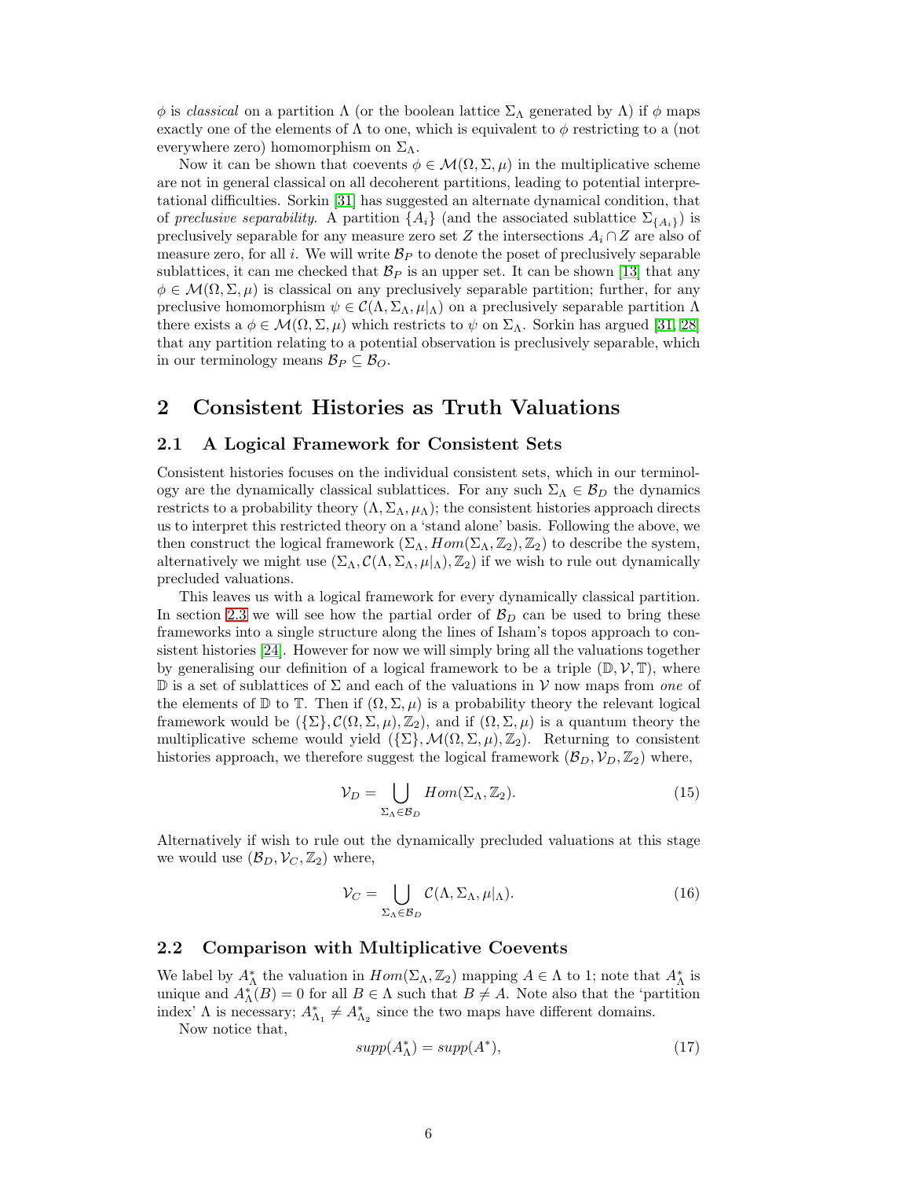$\phi$ is *classical* on a partition $\Lambda$ (or the boolean lattice $\Sigma_\Lambda$ generated by $\Lambda$) if $\phi$ maps exactly one of the elements of $\Lambda$ to one, which is equivalent to $\phi$ restricting to a (not everywhere zero) homomorphism on $\Sigma_\Lambda$.

Now it can be shown that coevents $\phi \in \mathcal{M}(\Omega, \Sigma, \mu)$ in the multiplicative scheme are not in general classical on all decoherent partitions, leading to potential interpretational difficulties. Sorkin [31] has suggested an alternate dynamical condition, that of *preclusive separability*. A partition $\{A_i\}$ (and the associated sublattice $\Sigma_{\{A_i\}}$) is preclusively separable for any measure zero set $Z$ the intersections $A_i \cap Z$ are also of measure zero, for all $i$. We will write $\mathcal{B}_P$ to denote the poset of preclusively separable sublattices, it can me checked that $\mathcal{B}_P$ is an upper set. It can be shown [13] that any $\phi \in \mathcal{M}(\Omega, \Sigma, \mu)$ is classical on any preclusively separable partition; further, for any preclusive homomorphism $\psi \in \mathcal{C}(\Lambda, \Sigma_\Lambda, \mu|_\Lambda)$ on a preclusively separable partition $\Lambda$ there exists a $\phi \in \mathcal{M}(\Omega, \Sigma, \mu)$ which restricts to $\psi$ on $\Sigma_\Lambda$. Sorkin has argued [31, 28] that any partition relating to a potential observation is preclusively separable, which in our terminology means $\mathcal{B}_P \subseteq \mathcal{B}_O$.

## 2 Consistent Histories as Truth Valuations

### 2.1 A Logical Framework for Consistent Sets

Consistent histories focuses on the individual consistent sets, which in our terminology are the dynamically classical sublattices. For any such $\Sigma_\Lambda \in \mathcal{B}_D$ the dynamics restricts to a probability theory $(\Lambda, \Sigma_\Lambda, \mu_\Lambda)$; the consistent histories approach directs us to interpret this restricted theory on a 'stand alone' basis. Following the above, we then construct the logical framework $(\Sigma_\Lambda, Hom(\Sigma_\Lambda, \mathbb{Z}_2), \mathbb{Z}_2)$ to describe the system, alternatively we might use $(\Sigma_\Lambda, \mathcal{C}(\Lambda, \Sigma_\Lambda, \mu|_\Lambda), \mathbb{Z}_2)$ if we wish to rule out dynamically precluded valuations.

This leaves us with a logical framework for every dynamically classical partition. In section 2.3 we will see how the partial order of $\mathcal{B}_D$ can be used to bring these frameworks into a single structure along the lines of Isham's topos approach to consistent histories [24]. However for now we will simply bring all the valuations together by generalising our definition of a logical framework to be a triple $(\mathbb{D}, \mathcal{V}, \mathbb{T})$, where $\mathbb{D}$ is a set of sublattices of $\Sigma$ and each of the valuations in $\mathcal{V}$ now maps from *one* of the elements of $\mathbb{D}$ to $\mathbb{T}$. Then if $(\Omega, \Sigma, \mu)$ is a probability theory the relevant logical framework would be $(\{\Sigma\}, \mathcal{C}(\Omega, \Sigma, \mu), \mathbb{Z}_2)$, and if $(\Omega, \Sigma, \mu)$ is a quantum theory the multiplicative scheme would yield $(\{\Sigma\}, \mathcal{M}(\Omega, \Sigma, \mu), \mathbb{Z}_2)$. Returning to consistent histories approach, we therefore suggest the logical framework $(\mathcal{B}_D, \mathcal{V}_D, \mathbb{Z}_2)$ where,

$$\mathcal{V}_D = \bigcup_{\Sigma_\Lambda \in \mathcal{B}_D} Hom(\Sigma_\Lambda, \mathbb{Z}_2). \tag{15}$$

Alternatively if wish to rule out the dynamically precluded valuations at this stage we would use $(\mathcal{B}_D, \mathcal{V}_C, \mathbb{Z}_2)$ where,

$$\mathcal{V}_C = \bigcup_{\Sigma_\Lambda \in \mathcal{B}_D} \mathcal{C}(\Lambda, \Sigma_\Lambda, \mu|_\Lambda). \tag{16}$$

### 2.2 Comparison with Multiplicative Coevents

We label by $A^*_\Lambda$ the valuation in $Hom(\Sigma_\Lambda, \mathbb{Z}_2)$ mapping $A \in \Lambda$ to 1; note that $A^*_\Lambda$ is unique and $A^*_\Lambda(B) = 0$ for all $B \in \Lambda$ such that $B \neq A$. Note also that the 'partition index' $\Lambda$ is necessary; $A^*_{\Lambda_1} \neq A^*_{\Lambda_2}$ since the two maps have different domains.

Now notice that,

$$supp(A^*_\Lambda) = supp(A^*), \tag{17}$$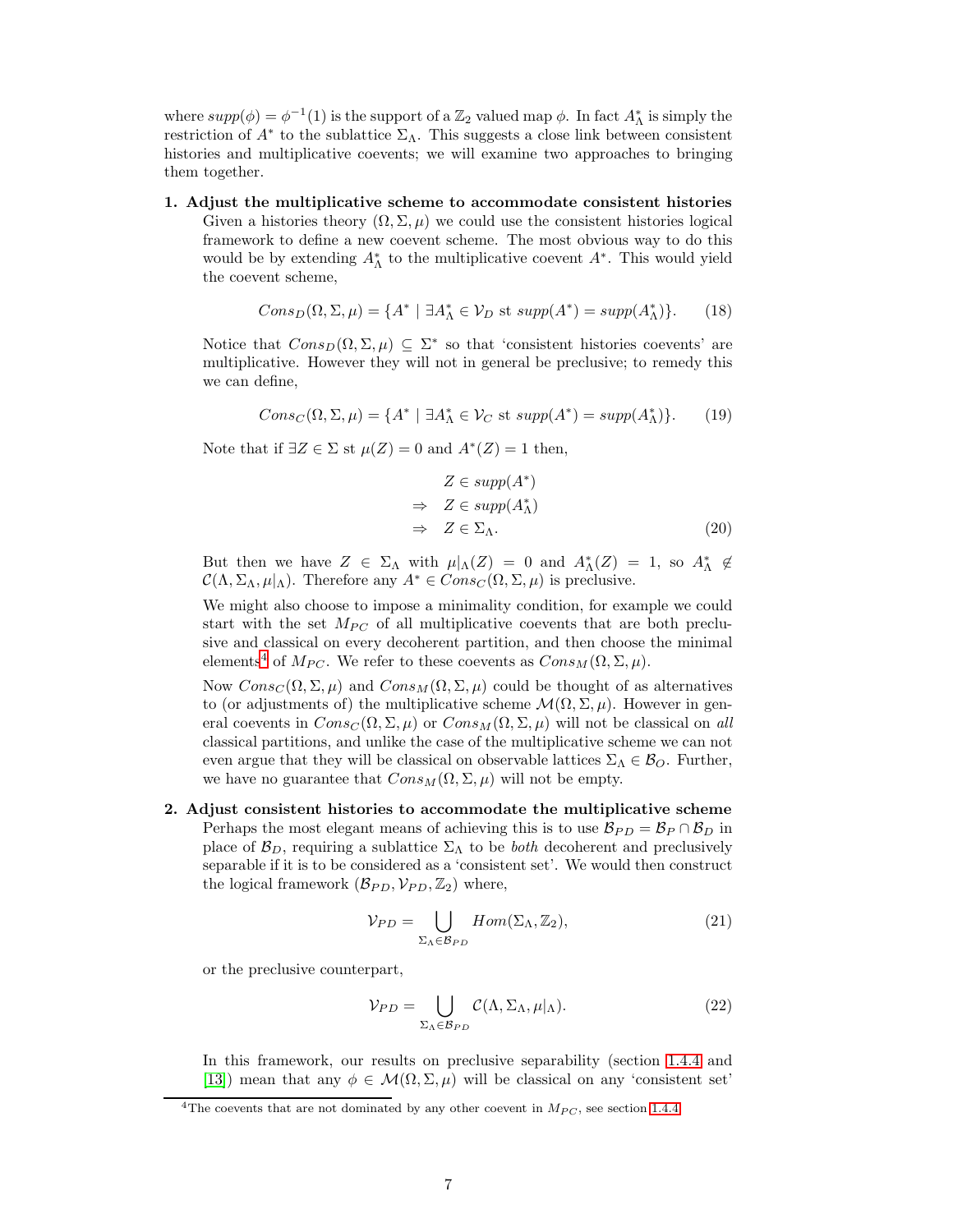where $supp(\phi) = \phi^{-1}(1)$ is the support of a $\mathbb{Z}_2$ valued map $\phi$. In fact $A^*_\Lambda$ is simply the restriction of $A^*$ to the sublattice $\Sigma_\Lambda$. This suggests a close link between consistent histories and multiplicative coevents; we will examine two approaches to bringing them together.

1. **Adjust the multiplicative scheme to accommodate consistent histories** Given a histories theory $(\Omega, \Sigma, \mu)$ we could use the consistent histories logical framework to define a new coevent scheme. The most obvious way to do this would be by extending $A^*_\Lambda$ to the multiplicative coevent $A^*$. This would yield the coevent scheme,

$$Cons_D(\Omega, \Sigma, \mu) = \{A^* \mid \exists A^*_\Lambda \in \mathcal{V}_D \text{ st } supp(A^*) = supp(A^*_\Lambda)\}. \tag{18}$$

   Notice that $Cons_D(\Omega, \Sigma, \mu) \subseteq \Sigma^*$ so that 'consistent histories coevents' are multiplicative. However they will not in general be preclusive; to remedy this we can define,

$$Cons_C(\Omega, \Sigma, \mu) = \{A^* \mid \exists A^*_\Lambda \in \mathcal{V}_C \text{ st } supp(A^*) = supp(A^*_\Lambda)\}. \tag{19}$$

   Note that if $\exists Z \in \Sigma$ st $\mu(Z) = 0$ and $A^*(Z) = 1$ then,

$$\begin{aligned} & Z \in supp(A^*) \\ \Rightarrow \quad & Z \in supp(A^*_\Lambda) \\ \Rightarrow \quad & Z \in \Sigma_\Lambda. \end{aligned} \tag{20}$$

   But then we have $Z \in \Sigma_\Lambda$ with $\mu|_\Lambda(Z) = 0$ and $A^*_\Lambda(Z) = 1$, so $A^*_\Lambda \notin \mathcal{C}(\Lambda, \Sigma_\Lambda, \mu|_\Lambda)$. Therefore any $A^* \in Cons_C(\Omega, \Sigma, \mu)$ is preclusive.

   We might also choose to impose a minimality condition, for example we could start with the set $M_{PC}$ of all multiplicative coevents that are both preclusive and classical on every decoherent partition, and then choose the minimal elements[4] of $M_{PC}$. We refer to these coevents as $Cons_M(\Omega, \Sigma, \mu)$.

   Now $Cons_C(\Omega, \Sigma, \mu)$ and $Cons_M(\Omega, \Sigma, \mu)$ could be thought of as alternatives to (or adjustments of) the multiplicative scheme $\mathcal{M}(\Omega, \Sigma, \mu)$. However in general coevents in $Cons_C(\Omega, \Sigma, \mu)$ or $Cons_M(\Omega, \Sigma, \mu)$ will not be classical on *all* classical partitions, and unlike the case of the multiplicative scheme we can not even argue that they will be classical on observable lattices $\Sigma_\Lambda \in \mathcal{B}_O$. Further, we have no guarantee that $Cons_M(\Omega, \Sigma, \mu)$ will not be empty.

2. **Adjust consistent histories to accommodate the multiplicative scheme** Perhaps the most elegant means of achieving this is to use $\mathcal{B}_{PD} = \mathcal{B}_P \cap \mathcal{B}_D$ in place of $\mathcal{B}_D$, requiring a sublattice $\Sigma_\Lambda$ to be *both* decoherent and preclusively separable if it is to be considered as a 'consistent set'. We would then construct the logical framework $(\mathcal{B}_{PD}, \mathcal{V}_{PD}, \mathbb{Z}_2)$ where,

$$\mathcal{V}_{PD} = \bigcup_{\Sigma_\Lambda \in \mathcal{B}_{PD}} Hom(\Sigma_\Lambda, \mathbb{Z}_2), \tag{21}$$

   or the preclusive counterpart,

$$\mathcal{V}_{PD} = \bigcup_{\Sigma_\Lambda \in \mathcal{B}_{PD}} \mathcal{C}(\Lambda, \Sigma_\Lambda, \mu|_\Lambda). \tag{22}$$

   In this framework, our results on preclusive separability (section 1.4.4 and [13]) mean that any $\phi \in \mathcal{M}(\Omega, \Sigma, \mu)$ will be classical on any 'consistent set'

[4] The coevents that are not dominated by any other coevent in $M_{PC}$, see section 1.4.4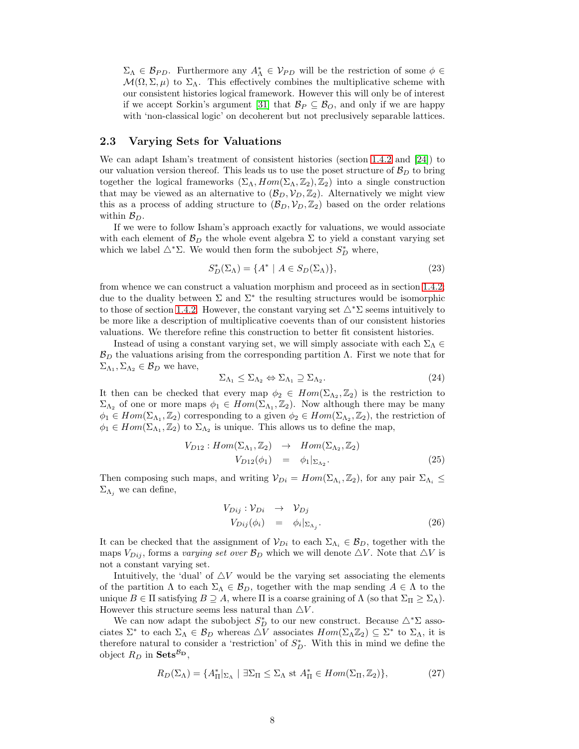$\Sigma_\Lambda \in \mathcal{B}_{PD}$. Furthermore any $A^*_\Lambda \in \mathcal{V}_{PD}$ will be the restriction of some $\phi \in \mathcal{M}(\Omega, \Sigma, \mu)$ to $\Sigma_\Lambda$. This effectively combines the multiplicative scheme with our consistent histories logical framework. However this will only be of interest if we accept Sorkin's argument [31] that $\mathcal{B}_P \subseteq \mathcal{B}_O$, and only if we are happy with 'non-classical logic' on decoherent but not preclusively separable lattices.

## 2.3 Varying Sets for Valuations

We can adapt Isham's treatment of consistent histories (section 1.4.2 and [24]) to our valuation version thereof. This leads us to use the poset structure of $\mathcal{B}_D$ to bring together the logical frameworks $(\Sigma_\Lambda, Hom(\Sigma_\Lambda, \mathbb{Z}_2), \mathbb{Z}_2)$ into a single construction that may be viewed as an alternative to $(\mathcal{B}_D, \mathcal{V}_D, \mathbb{Z}_2)$. Alternatively we might view this as a process of adding structure to $(\mathcal{B}_D, \mathcal{V}_D, \mathbb{Z}_2)$ based on the order relations within $\mathcal{B}_D$.

If we were to follow Isham's approach exactly for valuations, we would associate with each element of $\mathcal{B}_D$ the whole event algebra $\Sigma$ to yield a constant varying set which we label $\triangle^*\Sigma$. We would then form the subobject $S^*_D$ where,

$$S^*_D(\Sigma_\Lambda) = \{A^* \mid A \in S_D(\Sigma_\Lambda)\}, \tag{23}$$

from whence we can construct a valuation morphism and proceed as in section 1.4.2; due to the duality between $\Sigma$ and $\Sigma^*$ the resulting structures would be isomorphic to those of section 1.4.2. However, the constant varying set $\triangle^*\Sigma$ seems intuitively to be more like a description of multiplicative coevents than of our consistent histories valuations. We therefore refine this construction to better fit consistent histories.

Instead of using a constant varying set, we will simply associate with each $\Sigma_\Lambda \in \mathcal{B}_D$ the valuations arising from the corresponding partition $\Lambda$. First we note that for $\Sigma_{\Lambda_1}, \Sigma_{\Lambda_2} \in \mathcal{B}_D$ we have,

$$\Sigma_{\Lambda_1} \leq \Sigma_{\Lambda_2} \Leftrightarrow \Sigma_{\Lambda_1} \supseteq \Sigma_{\Lambda_2}. \tag{24}$$

It then can be checked that every map $\phi_2 \in Hom(\Sigma_{\Lambda_2}, \mathbb{Z}_2)$ is the restriction to $\Sigma_{\Lambda_2}$ of one or more maps $\phi_1 \in Hom(\Sigma_{\Lambda_1}, \mathbb{Z}_2)$. Now although there may be many $\phi_1 \in Hom(\Sigma_{\Lambda_1}, \mathbb{Z}_2)$ corresponding to a given $\phi_2 \in Hom(\Sigma_{\Lambda_2}, \mathbb{Z}_2)$, the restriction of $\phi_1 \in Hom(\Sigma_{\Lambda_1}, \mathbb{Z}_2)$ to $\Sigma_{\Lambda_2}$ is unique. This allows us to define the map,

$$\begin{aligned} V_{D12} : Hom(\Sigma_{\Lambda_1}, \mathbb{Z}_2) &\rightarrow Hom(\Sigma_{\Lambda_2}, \mathbb{Z}_2) \\ V_{D12}(\phi_1) &= \phi_1|_{\Sigma_{\Lambda_2}}. \end{aligned} \tag{25}$$

Then composing such maps, and writing $\mathcal{V}_{Di} = Hom(\Sigma_{\Lambda_i}, \mathbb{Z}_2)$, for any pair $\Sigma_{\Lambda_i} \leq \Sigma_{\Lambda_j}$ we can define,

$$\begin{aligned} V_{Dij} : \mathcal{V}_{Di} &\rightarrow \mathcal{V}_{Dj} \\ V_{Dij}(\phi_i) &= \phi_i|_{\Sigma_{\Lambda_j}}. \end{aligned} \tag{26}$$

It can be checked that the assignment of $\mathcal{V}_{Di}$ to each $\Sigma_{\Lambda_i} \in \mathcal{B}_D$, together with the maps $V_{Dij}$, forms a *varying set over* $\mathcal{B}_D$ which we will denote $\triangle V$. Note that $\triangle V$ is not a constant varying set.

Intuitively, the 'dual' of $\triangle V$ would be the varying set associating the elements of the partition $\Lambda$ to each $\Sigma_\Lambda \in \mathcal{B}_D$, together with the map sending $A \in \Lambda$ to the unique $B \in \Pi$ satisfying $B \supseteq A$, where $\Pi$ is a coarse graining of $\Lambda$ (so that $\Sigma_\Pi \geq \Sigma_\Lambda$). However this structure seems less natural than $\triangle V$.

We can now adapt the subobject $S^*_D$ to our new construct. Because $\triangle^*\Sigma$ associates $\Sigma^*$ to each $\Sigma_\Lambda \in \mathcal{B}_D$ whereas $\triangle V$ associates $Hom(\Sigma_\Lambda \mathbb{Z}_2) \subseteq \Sigma^*$ to $\Sigma_\Lambda$, it is therefore natural to consider a 'restriction' of $S^*_D$. With this in mind we define the object $R_D$ in $\mathbf{Sets}^{\mathcal{B}_\mathbf{D}}$,

$$R_D(\Sigma_\Lambda) = \{A^*_\Pi|_{\Sigma_\Lambda} \mid \exists \Sigma_\Pi \leq \Sigma_\Lambda \text{ st } A^*_\Pi \in Hom(\Sigma_\Pi, \mathbb{Z}_2)\}, \tag{27}$$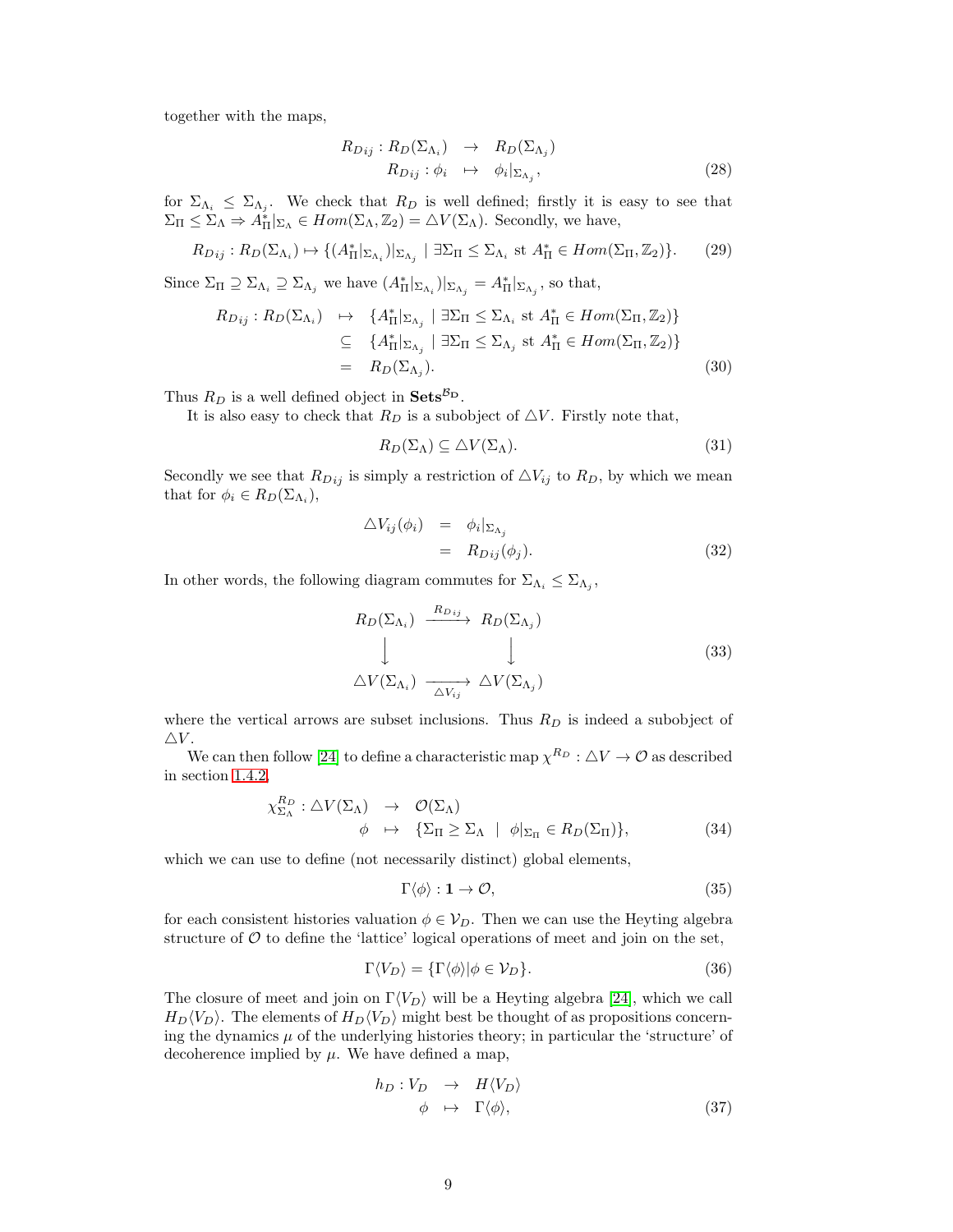together with the maps,

$$
\begin{aligned}
R_{Dij} : R_D(\Sigma_{\Lambda_i}) &\rightarrow R_D(\Sigma_{\Lambda_j}) \\
R_{Dij} : \phi_i &\mapsto \phi_i|_{\Sigma_{\Lambda_j}},
\end{aligned} \tag{28}
$$

for $\Sigma_{\Lambda_i} \leq \Sigma_{\Lambda_j}$. We check that $R_D$ is well defined; firstly it is easy to see that $\Sigma_\Pi \leq \Sigma_\Lambda \Rightarrow A^*_\Pi|_{\Sigma_\Lambda} \in Hom(\Sigma_\Lambda, \mathbb{Z}_2) = \triangle V(\Sigma_\Lambda)$. Secondly, we have,

$$
R_{Dij} : R_D(\Sigma_{\Lambda_i}) \mapsto \{(A^*_\Pi|_{\Sigma_{\Lambda_i}})|_{\Sigma_{\Lambda_j}} \mid \exists \Sigma_\Pi \leq \Sigma_{\Lambda_i} \text{ st } A^*_\Pi \in Hom(\Sigma_\Pi, \mathbb{Z}_2)\}. \tag{29}
$$

Since $\Sigma_\Pi \supseteq \Sigma_{\Lambda_i} \supseteq \Sigma_{\Lambda_j}$ we have $(A^*_\Pi|_{\Sigma_{\Lambda_i}})|_{\Sigma_{\Lambda_j}} = A^*_\Pi|_{\Sigma_{\Lambda_j}}$, so that,

$$
\begin{aligned}
R_{Dij} : R_D(\Sigma_{\Lambda_i}) &\mapsto \{A^*_\Pi|_{\Sigma_{\Lambda_j}} \mid \exists \Sigma_\Pi \leq \Sigma_{\Lambda_i} \text{ st } A^*_\Pi \in Hom(\Sigma_\Pi, \mathbb{Z}_2)\} \\
&\subseteq \{A^*_\Pi|_{\Sigma_{\Lambda_j}} \mid \exists \Sigma_\Pi \leq \Sigma_{\Lambda_j} \text{ st } A^*_\Pi \in Hom(\Sigma_\Pi, \mathbb{Z}_2)\} \\
&= R_D(\Sigma_{\Lambda_j}).
\end{aligned} \tag{30}
$$

Thus $R_D$ is a well defined object in $\mathbf{Sets}^{\mathcal{B}_\mathbf{D}}$.

It is also easy to check that $R_D$ is a subobject of $\triangle V$. Firstly note that,

$$
R_D(\Sigma_\Lambda) \subseteq \triangle V(\Sigma_\Lambda). \tag{31}
$$

Secondly we see that $R_{Dij}$ is simply a restriction of $\triangle V_{ij}$ to $R_D$, by which we mean that for $\phi_i \in R_D(\Sigma_{\Lambda_i})$,

$$
\begin{aligned}
\triangle V_{ij}(\phi_i) &= \phi_i|_{\Sigma_{\Lambda_j}} \\
&= R_{Dij}(\phi_j).
\end{aligned} \tag{32}
$$

In other words, the following diagram commutes for $\Sigma_{\Lambda_i} \leq \Sigma_{\Lambda_j}$,

$$
\begin{array}{ccc}
R_D(\Sigma_{\Lambda_i}) & \xrightarrow{R_{Dij}} & R_D(\Sigma_{\Lambda_j}) \\
\big\downarrow & & \big\downarrow \\
\triangle V(\Sigma_{\Lambda_i}) & \xrightarrow[\triangle V_{ij}]{} & \triangle V(\Sigma_{\Lambda_j})
\end{array} \tag{33}
$$

where the vertical arrows are subset inclusions. Thus $R_D$ is indeed a subobject of $\triangle V$.

We can then follow [24] to define a characteristic map $\chi^{R_D} : \triangle V \rightarrow \mathcal{O}$ as described in section 1.4.2,

$$
\begin{aligned}
\chi^{R_D}_{\Sigma_\Lambda} : \triangle V(\Sigma_\Lambda) &\rightarrow \mathcal{O}(\Sigma_\Lambda) \\
\phi &\mapsto \{\Sigma_\Pi \geq \Sigma_\Lambda \mid \phi|_{\Sigma_\Pi} \in R_D(\Sigma_\Pi)\},
\end{aligned} \tag{34}
$$

which we can use to define (not necessarily distinct) global elements,

$$
\Gamma\langle\phi\rangle : \mathbf{1} \rightarrow \mathcal{O}, \tag{35}
$$

for each consistent histories valuation $\phi \in \mathcal{V}_D$. Then we can use the Heyting algebra structure of $\mathcal{O}$ to define the 'lattice' logical operations of meet and join on the set,

$$
\Gamma\langle V_D\rangle = \{\Gamma\langle\phi\rangle | \phi \in \mathcal{V}_D\}. \tag{36}
$$

The closure of meet and join on $\Gamma\langle V_D\rangle$ will be a Heyting algebra [24], which we call $H_D\langle V_D\rangle$. The elements of $H_D\langle V_D\rangle$ might best be thought of as propositions concerning the dynamics $\mu$ of the underlying histories theory; in particular the 'structure' of decoherence implied by $\mu$. We have defined a map,

$$
\begin{aligned}
h_D : V_D &\rightarrow H\langle V_D\rangle \\
\phi &\mapsto \Gamma\langle\phi\rangle,
\end{aligned} \tag{37}
$$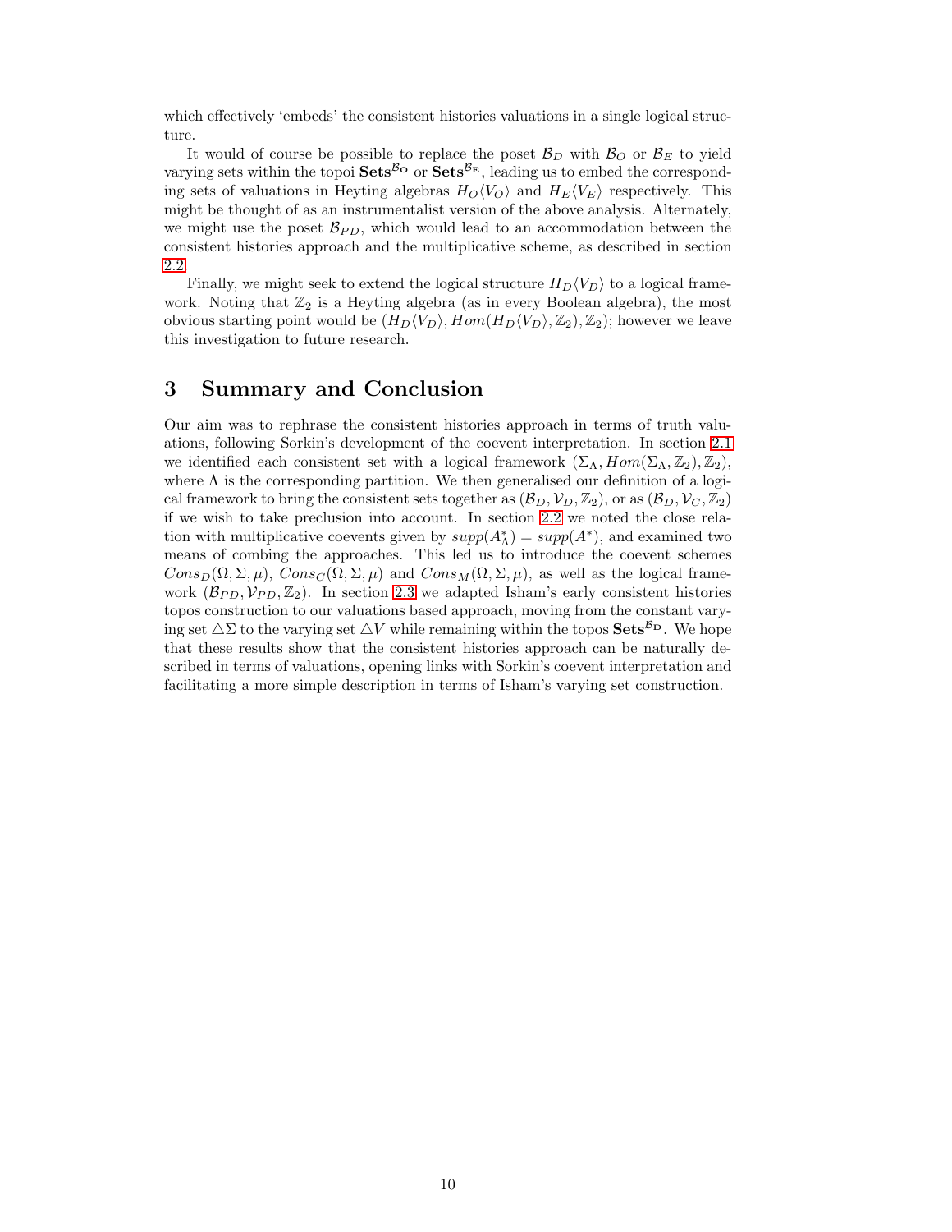which effectively 'embeds' the consistent histories valuations in a single logical structure.

It would of course be possible to replace the poset $\mathcal{B}_D$ with $\mathcal{B}_O$ or $\mathcal{B}_E$ to yield varying sets within the topoi $\mathbf{Sets}^{\mathcal{B}_\mathbf{O}}$ or $\mathbf{Sets}^{\mathcal{B}_\mathbf{E}}$, leading us to embed the corresponding sets of valuations in Heyting algebras $H_O\langle V_O\rangle$ and $H_E\langle V_E\rangle$ respectively. This might be thought of as an instrumentalist version of the above analysis. Alternately, we might use the poset $\mathcal{B}_{PD}$, which would lead to an accommodation between the consistent histories approach and the multiplicative scheme, as described in section 2.2.

Finally, we might seek to extend the logical structure $H_D\langle V_D\rangle$ to a logical framework. Noting that $\mathbb{Z}_2$ is a Heyting algebra (as in every Boolean algebra), the most obvious starting point would be $(H_D\langle V_D\rangle, Hom(H_D\langle V_D\rangle, \mathbb{Z}_2), \mathbb{Z}_2)$; however we leave this investigation to future research.

# 3 Summary and Conclusion

Our aim was to rephrase the consistent histories approach in terms of truth valuations, following Sorkin's development of the coevent interpretation. In section 2.1 we identified each consistent set with a logical framework $(\Sigma_\Lambda, Hom(\Sigma_\Lambda, \mathbb{Z}_2), \mathbb{Z}_2)$, where $\Lambda$ is the corresponding partition. We then generalised our definition of a logical framework to bring the consistent sets together as $(\mathcal{B}_D, \mathcal{V}_D, \mathbb{Z}_2)$, or as $(\mathcal{B}_D, \mathcal{V}_C, \mathbb{Z}_2)$ if we wish to take preclusion into account. In section 2.2 we noted the close relation with multiplicative coevents given by $supp(A^*_\Lambda) = supp(A^*)$, and examined two means of combing the approaches. This led us to introduce the coevent schemes $Cons_D(\Omega, \Sigma, \mu)$, $Cons_C(\Omega, \Sigma, \mu)$ and $Cons_M(\Omega, \Sigma, \mu)$, as well as the logical framework $(\mathcal{B}_{PD}, \mathcal{V}_{PD}, \mathbb{Z}_2)$. In section 2.3 we adapted Isham's early consistent histories topos construction to our valuations based approach, moving from the constant varying set $\triangle\Sigma$ to the varying set $\triangle V$ while remaining within the topos $\mathbf{Sets}^{\mathcal{B}_\mathbf{D}}$. We hope that these results show that the consistent histories approach can be naturally described in terms of valuations, opening links with Sorkin's coevent interpretation and facilitating a more simple description in terms of Isham's varying set construction.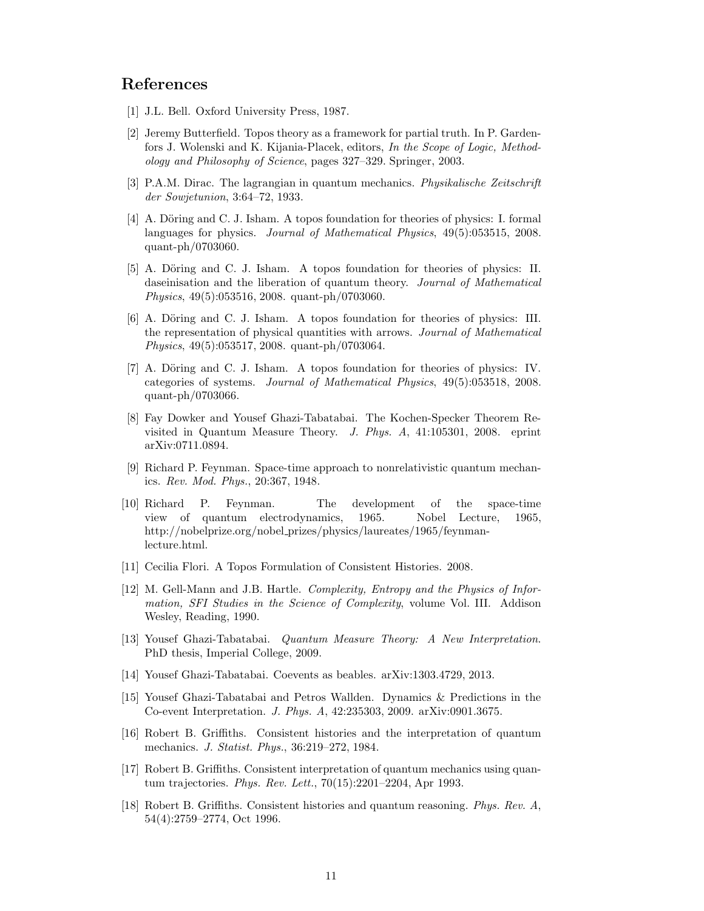## References

[1] J.L. Bell. Oxford University Press, 1987.

[2] Jeremy Butterfield. Topos theory as a framework for partial truth. In P. Gardenfors J. Wolenski and K. Kijania-Placek, editors, *In the Scope of Logic, Methodology and Philosophy of Science*, pages 327–329. Springer, 2003.

[3] P.A.M. Dirac. The lagrangian in quantum mechanics. *Physikalische Zeitschrift der Sowjetunion*, 3:64–72, 1933.

[4] A. Döring and C. J. Isham. A topos foundation for theories of physics: I. formal languages for physics. *Journal of Mathematical Physics*, 49(5):053515, 2008. quant-ph/0703060.

[5] A. Döring and C. J. Isham. A topos foundation for theories of physics: II. daseinisation and the liberation of quantum theory. *Journal of Mathematical Physics*, 49(5):053516, 2008. quant-ph/0703060.

[6] A. Döring and C. J. Isham. A topos foundation for theories of physics: III. the representation of physical quantities with arrows. *Journal of Mathematical Physics*, 49(5):053517, 2008. quant-ph/0703064.

[7] A. Döring and C. J. Isham. A topos foundation for theories of physics: IV. categories of systems. *Journal of Mathematical Physics*, 49(5):053518, 2008. quant-ph/0703066.

[8] Fay Dowker and Yousef Ghazi-Tabatabai. The Kochen-Specker Theorem Revisited in Quantum Measure Theory. *J. Phys. A*, 41:105301, 2008. eprint arXiv:0711.0894.

[9] Richard P. Feynman. Space-time approach to nonrelativistic quantum mechanics. *Rev. Mod. Phys.*, 20:367, 1948.

[10] Richard P. Feynman. The development of the space-time view of quantum electrodynamics, 1965. Nobel Lecture, 1965, http://nobelprize.org/nobel_prizes/physics/laureates/1965/feynman-lecture.html.

[11] Cecilia Flori. A Topos Formulation of Consistent Histories. 2008.

[12] M. Gell-Mann and J.B. Hartle. *Complexity, Entropy and the Physics of Information, SFI Studies in the Science of Complexity*, volume Vol. III. Addison Wesley, Reading, 1990.

[13] Yousef Ghazi-Tabatabai. *Quantum Measure Theory: A New Interpretation*. PhD thesis, Imperial College, 2009.

[14] Yousef Ghazi-Tabatabai. Coevents as beables. arXiv:1303.4729, 2013.

[15] Yousef Ghazi-Tabatabai and Petros Wallden. Dynamics & Predictions in the Co-event Interpretation. *J. Phys. A*, 42:235303, 2009. arXiv:0901.3675.

[16] Robert B. Griffiths. Consistent histories and the interpretation of quantum mechanics. *J. Statist. Phys.*, 36:219–272, 1984.

[17] Robert B. Griffiths. Consistent interpretation of quantum mechanics using quantum trajectories. *Phys. Rev. Lett.*, 70(15):2201–2204, Apr 1993.

[18] Robert B. Griffiths. Consistent histories and quantum reasoning. *Phys. Rev. A*, 54(4):2759–2774, Oct 1996.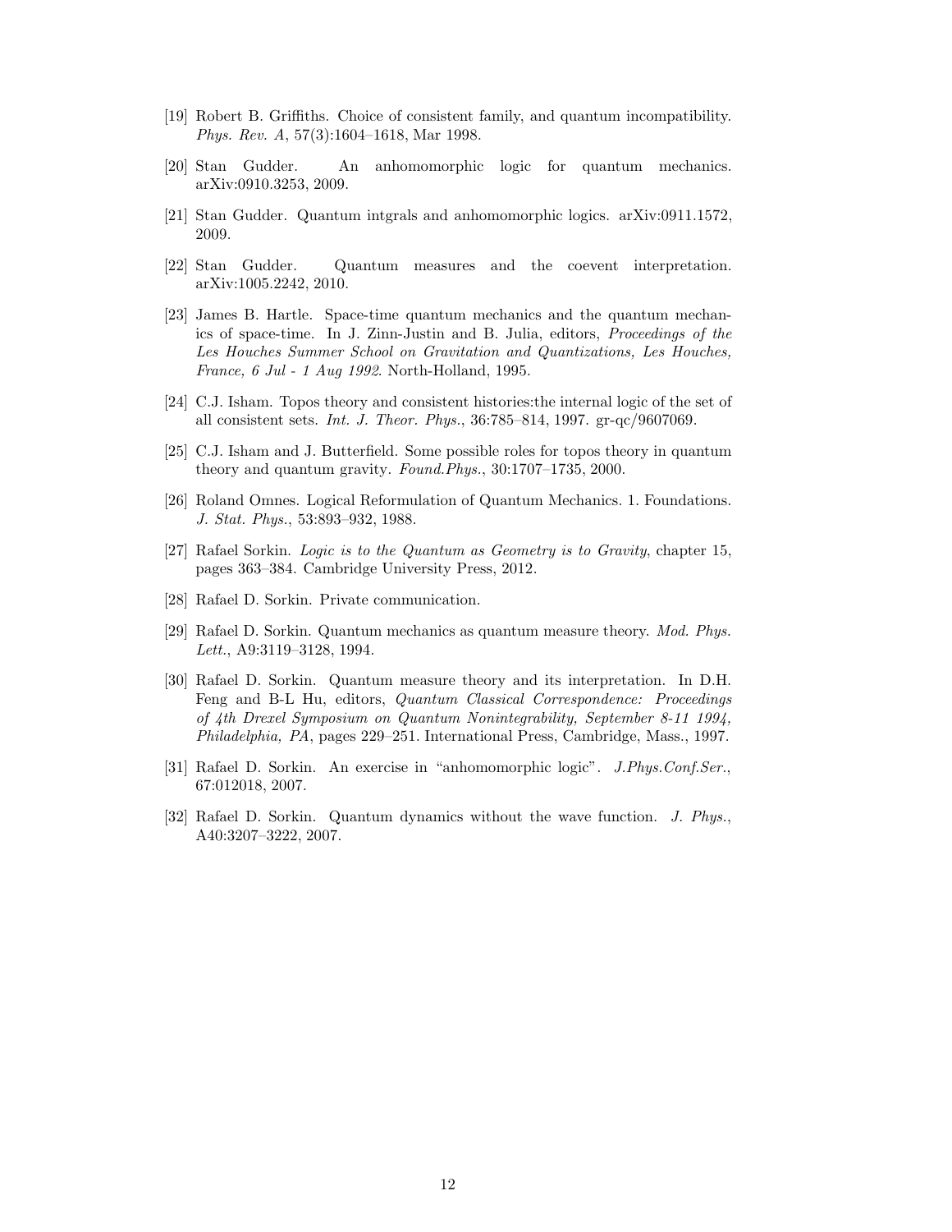[19] Robert B. Griffiths. Choice of consistent family, and quantum incompatibility. *Phys. Rev. A*, 57(3):1604–1618, Mar 1998.

[20] Stan Gudder. An anhomomorphic logic for quantum mechanics. arXiv:0910.3253, 2009.

[21] Stan Gudder. Quantum intgrals and anhomomorphic logics. arXiv:0911.1572, 2009.

[22] Stan Gudder. Quantum measures and the coevent interpretation. arXiv:1005.2242, 2010.

[23] James B. Hartle. Space-time quantum mechanics and the quantum mechanics of space-time. In J. Zinn-Justin and B. Julia, editors, *Proceedings of the Les Houches Summer School on Gravitation and Quantizations, Les Houches, France, 6 Jul - 1 Aug 1992*. North-Holland, 1995.

[24] C.J. Isham. Topos theory and consistent histories:the internal logic of the set of all consistent sets. *Int. J. Theor. Phys.*, 36:785–814, 1997. gr-qc/9607069.

[25] C.J. Isham and J. Butterfield. Some possible roles for topos theory in quantum theory and quantum gravity. *Found.Phys.*, 30:1707–1735, 2000.

[26] Roland Omnes. Logical Reformulation of Quantum Mechanics. 1. Foundations. *J. Stat. Phys.*, 53:893–932, 1988.

[27] Rafael Sorkin. *Logic is to the Quantum as Geometry is to Gravity*, chapter 15, pages 363–384. Cambridge University Press, 2012.

[28] Rafael D. Sorkin. Private communication.

[29] Rafael D. Sorkin. Quantum mechanics as quantum measure theory. *Mod. Phys. Lett.*, A9:3119–3128, 1994.

[30] Rafael D. Sorkin. Quantum measure theory and its interpretation. In D.H. Feng and B-L Hu, editors, *Quantum Classical Correspondence: Proceedings of 4th Drexel Symposium on Quantum Nonintegrability, September 8-11 1994, Philadelphia, PA*, pages 229–251. International Press, Cambridge, Mass., 1997.

[31] Rafael D. Sorkin. An exercise in "anhomomorphic logic". *J.Phys.Conf.Ser.*, 67:012018, 2007.

[32] Rafael D. Sorkin. Quantum dynamics without the wave function. *J. Phys.*, A40:3207–3222, 2007.